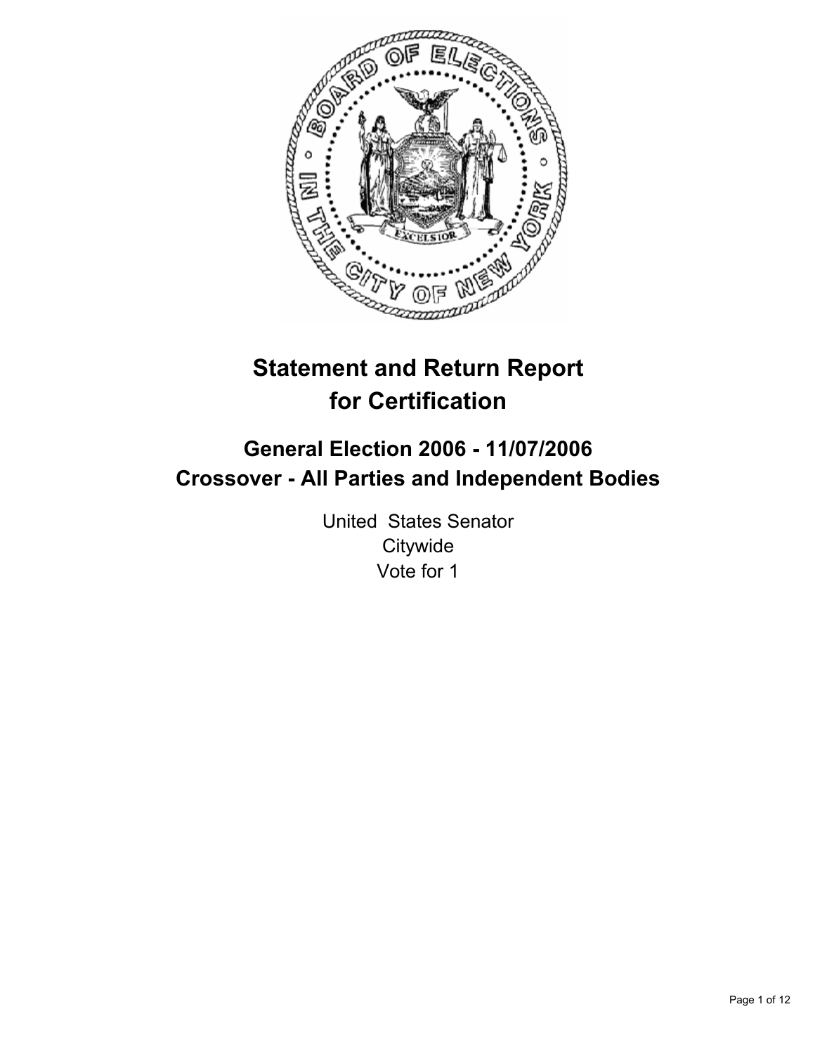# Statement and Return Report for Certification

## General Election 2006 - 11/07/2006
## Crossover - All Parties and Independent Bodies

United States Senator
Citywide
Vote for 1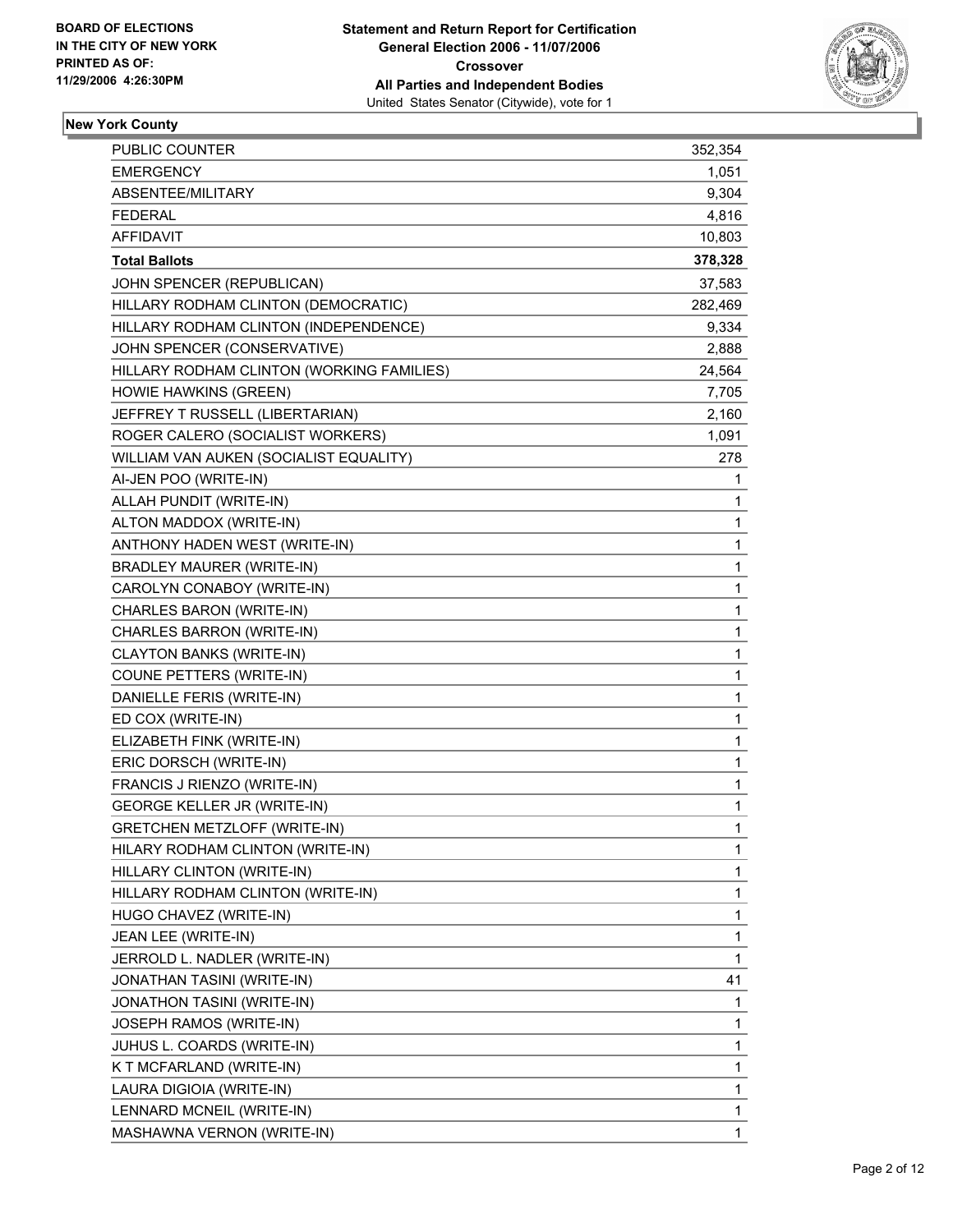**BOARD OF ELECTIONS IN THE CITY OF NEW YORK PRINTED AS OF: 11/29/2006 4:26:30PM**

**Statement and Return Report for Certification**
**General Election 2006 - 11/07/2006**
**Crossover**
**All Parties and Independent Bodies**
United States Senator (Citywide), vote for 1

**New York County**

| | |
|---|---|
| PUBLIC COUNTER | 352,354 |
| EMERGENCY | 1,051 |
| ABSENTEE/MILITARY | 9,304 |
| FEDERAL | 4,816 |
| AFFIDAVIT | 10,803 |
| **Total Ballots** | **378,328** |
| JOHN SPENCER (REPUBLICAN) | 37,583 |
| HILLARY RODHAM CLINTON (DEMOCRATIC) | 282,469 |
| HILLARY RODHAM CLINTON (INDEPENDENCE) | 9,334 |
| JOHN SPENCER (CONSERVATIVE) | 2,888 |
| HILLARY RODHAM CLINTON (WORKING FAMILIES) | 24,564 |
| HOWIE HAWKINS (GREEN) | 7,705 |
| JEFFREY T RUSSELL (LIBERTARIAN) | 2,160 |
| ROGER CALERO (SOCIALIST WORKERS) | 1,091 |
| WILLIAM VAN AUKEN (SOCIALIST EQUALITY) | 278 |
| AI-JEN POO (WRITE-IN) | 1 |
| ALLAH PUNDIT (WRITE-IN) | 1 |
| ALTON MADDOX (WRITE-IN) | 1 |
| ANTHONY HADEN WEST (WRITE-IN) | 1 |
| BRADLEY MAURER (WRITE-IN) | 1 |
| CAROLYN CONABOY (WRITE-IN) | 1 |
| CHARLES BARON (WRITE-IN) | 1 |
| CHARLES BARRON (WRITE-IN) | 1 |
| CLAYTON BANKS (WRITE-IN) | 1 |
| COUNE PETTERS (WRITE-IN) | 1 |
| DANIELLE FERIS (WRITE-IN) | 1 |
| ED COX (WRITE-IN) | 1 |
| ELIZABETH FINK (WRITE-IN) | 1 |
| ERIC DORSCH (WRITE-IN) | 1 |
| FRANCIS J RIENZO (WRITE-IN) | 1 |
| GEORGE KELLER JR (WRITE-IN) | 1 |
| GRETCHEN METZLOFF (WRITE-IN) | 1 |
| HILARY RODHAM CLINTON (WRITE-IN) | 1 |
| HILLARY CLINTON (WRITE-IN) | 1 |
| HILLARY RODHAM CLINTON (WRITE-IN) | 1 |
| HUGO CHAVEZ (WRITE-IN) | 1 |
| JEAN LEE (WRITE-IN) | 1 |
| JERROLD L. NADLER (WRITE-IN) | 1 |
| JONATHAN TASINI (WRITE-IN) | 41 |
| JONATHON TASINI (WRITE-IN) | 1 |
| JOSEPH RAMOS (WRITE-IN) | 1 |
| JUHUS L. COARDS (WRITE-IN) | 1 |
| K T MCFARLAND (WRITE-IN) | 1 |
| LAURA DIGIOIA (WRITE-IN) | 1 |
| LENNARD MCNEIL (WRITE-IN) | 1 |
| MASHAWNA VERNON (WRITE-IN) | 1 |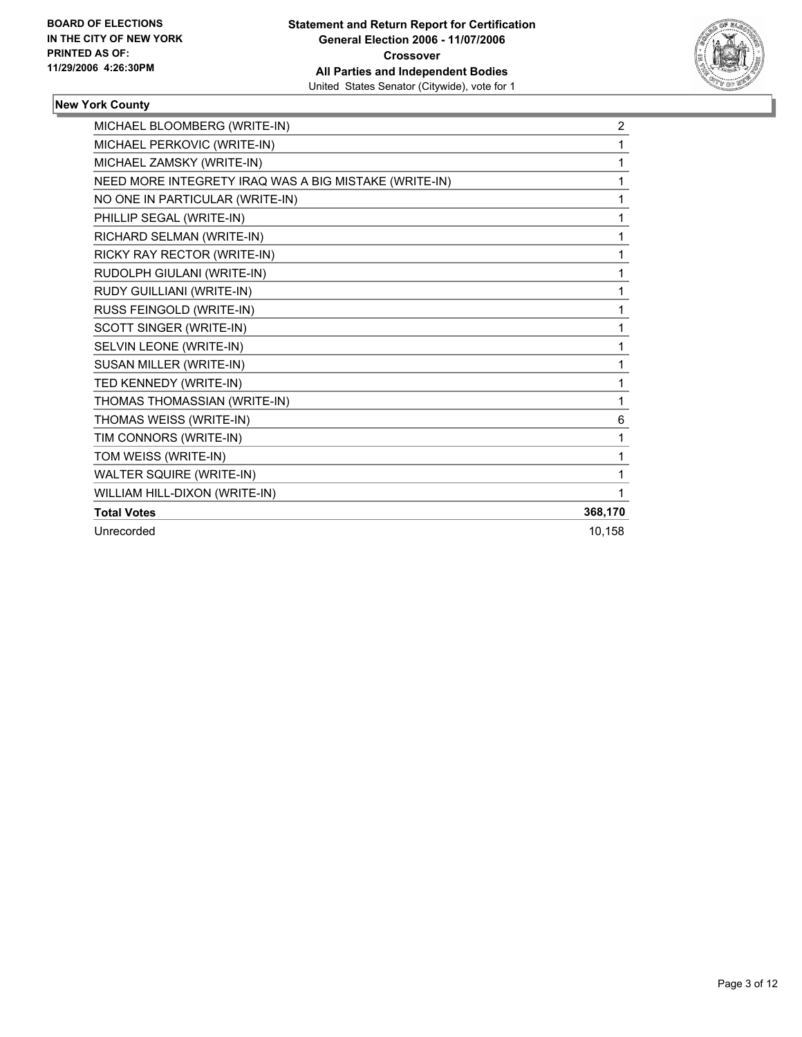**BOARD OF ELECTIONS IN THE CITY OF NEW YORK**
**PRINTED AS OF: 11/29/2006 4:26:30PM**

**Statement and Return Report for Certification**
**General Election 2006 - 11/07/2006**
**Crossover**
**All Parties and Independent Bodies**
United States Senator (Citywide), vote for 1

### New York County

| | |
|---|---|
| MICHAEL BLOOMBERG (WRITE-IN) | 2 |
| MICHAEL PERKOVIC (WRITE-IN) | 1 |
| MICHAEL ZAMSKY (WRITE-IN) | 1 |
| NEED MORE INTEGRETY IRAQ WAS A BIG MISTAKE (WRITE-IN) | 1 |
| NO ONE IN PARTICULAR (WRITE-IN) | 1 |
| PHILLIP SEGAL (WRITE-IN) | 1 |
| RICHARD SELMAN (WRITE-IN) | 1 |
| RICKY RAY RECTOR (WRITE-IN) | 1 |
| RUDOLPH GIULANI (WRITE-IN) | 1 |
| RUDY GUILLIANI (WRITE-IN) | 1 |
| RUSS FEINGOLD (WRITE-IN) | 1 |
| SCOTT SINGER (WRITE-IN) | 1 |
| SELVIN LEONE (WRITE-IN) | 1 |
| SUSAN MILLER (WRITE-IN) | 1 |
| TED KENNEDY (WRITE-IN) | 1 |
| THOMAS THOMASSIAN (WRITE-IN) | 1 |
| THOMAS WEISS (WRITE-IN) | 6 |
| TIM CONNORS (WRITE-IN) | 1 |
| TOM WEISS (WRITE-IN) | 1 |
| WALTER SQUIRE (WRITE-IN) | 1 |
| WILLIAM HILL-DIXON (WRITE-IN) | 1 |
| **Total Votes** | **368,170** |
| Unrecorded | 10,158 |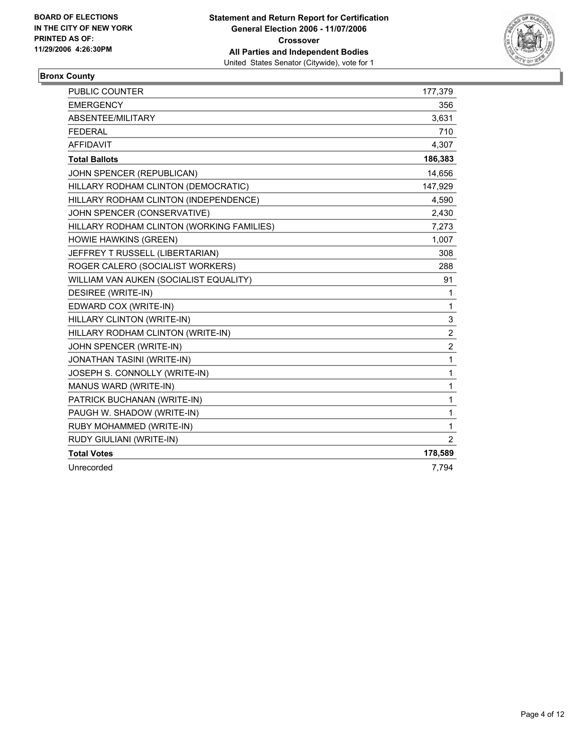**BOARD OF ELECTIONS IN THE CITY OF NEW YORK PRINTED AS OF: 11/29/2006 4:26:30PM**

**Statement and Return Report for Certification**
**General Election 2006 - 11/07/2006**
**Crossover**
**All Parties and Independent Bodies**
United States Senator (Citywide), vote for 1

## Bronx County

| | |
|---|---|
| PUBLIC COUNTER | 177,379 |
| EMERGENCY | 356 |
| ABSENTEE/MILITARY | 3,631 |
| FEDERAL | 710 |
| AFFIDAVIT | 4,307 |
| **Total Ballots** | **186,383** |
| JOHN SPENCER (REPUBLICAN) | 14,656 |
| HILLARY RODHAM CLINTON (DEMOCRATIC) | 147,929 |
| HILLARY RODHAM CLINTON (INDEPENDENCE) | 4,590 |
| JOHN SPENCER (CONSERVATIVE) | 2,430 |
| HILLARY RODHAM CLINTON (WORKING FAMILIES) | 7,273 |
| HOWIE HAWKINS (GREEN) | 1,007 |
| JEFFREY T RUSSELL (LIBERTARIAN) | 308 |
| ROGER CALERO (SOCIALIST WORKERS) | 288 |
| WILLIAM VAN AUKEN (SOCIALIST EQUALITY) | 91 |
| DESIREE (WRITE-IN) | 1 |
| EDWARD COX (WRITE-IN) | 1 |
| HILLARY CLINTON (WRITE-IN) | 3 |
| HILLARY RODHAM CLINTON (WRITE-IN) | 2 |
| JOHN SPENCER (WRITE-IN) | 2 |
| JONATHAN TASINI (WRITE-IN) | 1 |
| JOSEPH S. CONNOLLY (WRITE-IN) | 1 |
| MANUS WARD (WRITE-IN) | 1 |
| PATRICK BUCHANAN (WRITE-IN) | 1 |
| PAUGH W. SHADOW (WRITE-IN) | 1 |
| RUBY MOHAMMED (WRITE-IN) | 1 |
| RUDY GIULIANI (WRITE-IN) | 2 |
| **Total Votes** | **178,589** |
| Unrecorded | 7,794 |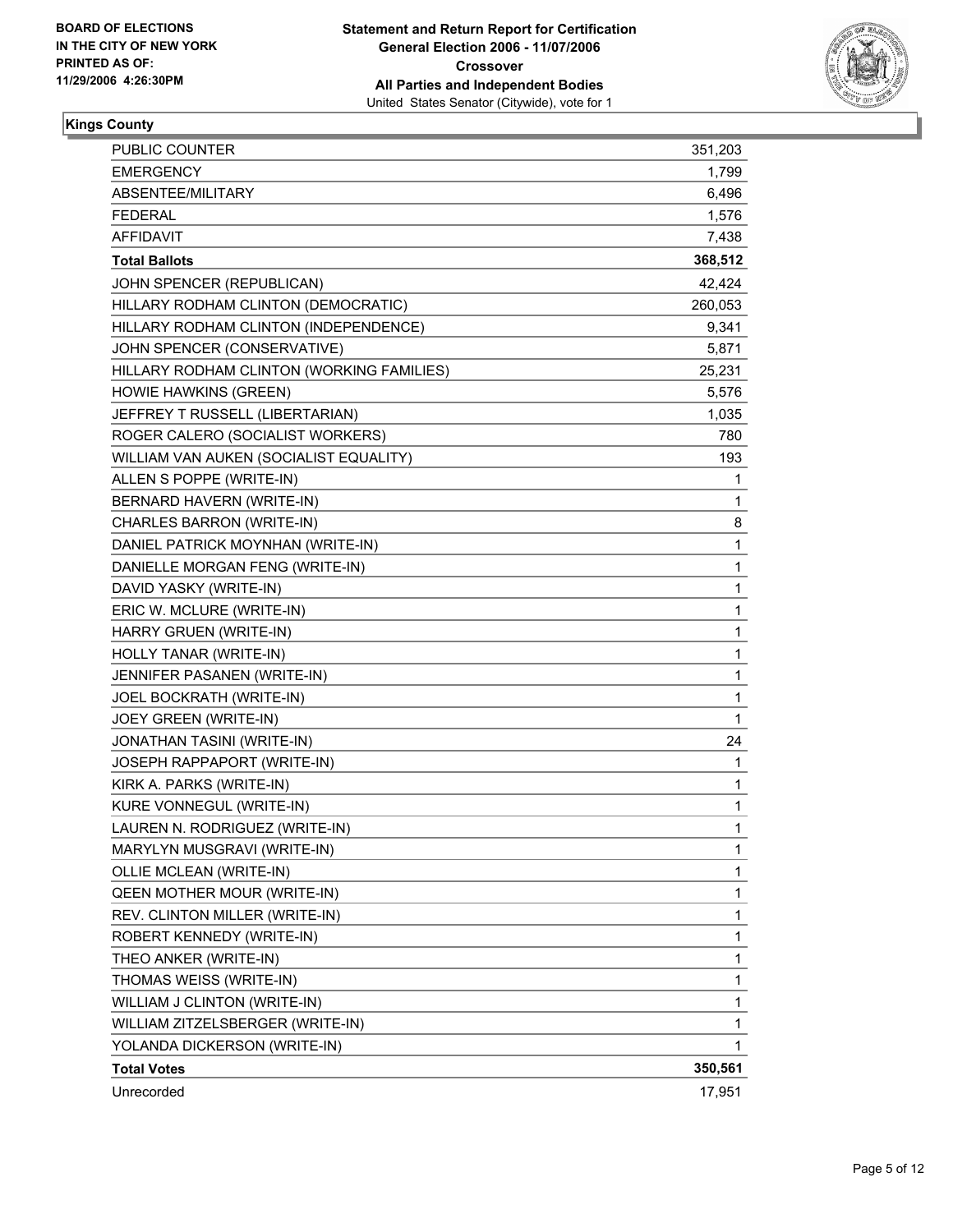**BOARD OF ELECTIONS**
**IN THE CITY OF NEW YORK**
**PRINTED AS OF:**
**11/29/2006 4:26:30PM**

**Statement and Return Report for Certification**
**General Election 2006 - 11/07/2006**
**Crossover**
**All Parties and Independent Bodies**
United States Senator (Citywide), vote for 1

## Kings County

| | |
|---|---|
| PUBLIC COUNTER | 351,203 |
| EMERGENCY | 1,799 |
| ABSENTEE/MILITARY | 6,496 |
| FEDERAL | 1,576 |
| AFFIDAVIT | 7,438 |
| **Total Ballots** | **368,512** |
| JOHN SPENCER (REPUBLICAN) | 42,424 |
| HILLARY RODHAM CLINTON (DEMOCRATIC) | 260,053 |
| HILLARY RODHAM CLINTON (INDEPENDENCE) | 9,341 |
| JOHN SPENCER (CONSERVATIVE) | 5,871 |
| HILLARY RODHAM CLINTON (WORKING FAMILIES) | 25,231 |
| HOWIE HAWKINS (GREEN) | 5,576 |
| JEFFREY T RUSSELL (LIBERTARIAN) | 1,035 |
| ROGER CALERO (SOCIALIST WORKERS) | 780 |
| WILLIAM VAN AUKEN (SOCIALIST EQUALITY) | 193 |
| ALLEN S POPPE (WRITE-IN) | 1 |
| BERNARD HAVERN (WRITE-IN) | 1 |
| CHARLES BARRON (WRITE-IN) | 8 |
| DANIEL PATRICK MOYNHAN (WRITE-IN) | 1 |
| DANIELLE MORGAN FENG (WRITE-IN) | 1 |
| DAVID YASKY (WRITE-IN) | 1 |
| ERIC W. MCLURE (WRITE-IN) | 1 |
| HARRY GRUEN (WRITE-IN) | 1 |
| HOLLY TANAR (WRITE-IN) | 1 |
| JENNIFER PASANEN (WRITE-IN) | 1 |
| JOEL BOCKRATH (WRITE-IN) | 1 |
| JOEY GREEN (WRITE-IN) | 1 |
| JONATHAN TASINI (WRITE-IN) | 24 |
| JOSEPH RAPPAPORT (WRITE-IN) | 1 |
| KIRK A. PARKS (WRITE-IN) | 1 |
| KURE VONNEGUL (WRITE-IN) | 1 |
| LAUREN N. RODRIGUEZ (WRITE-IN) | 1 |
| MARYLYN MUSGRAVI (WRITE-IN) | 1 |
| OLLIE MCLEAN (WRITE-IN) | 1 |
| QEEN MOTHER MOUR (WRITE-IN) | 1 |
| REV. CLINTON MILLER (WRITE-IN) | 1 |
| ROBERT KENNEDY (WRITE-IN) | 1 |
| THEO ANKER (WRITE-IN) | 1 |
| THOMAS WEISS (WRITE-IN) | 1 |
| WILLIAM J CLINTON (WRITE-IN) | 1 |
| WILLIAM ZITZELSBERGER (WRITE-IN) | 1 |
| YOLANDA DICKERSON (WRITE-IN) | 1 |
| **Total Votes** | **350,561** |
| Unrecorded | 17,951 |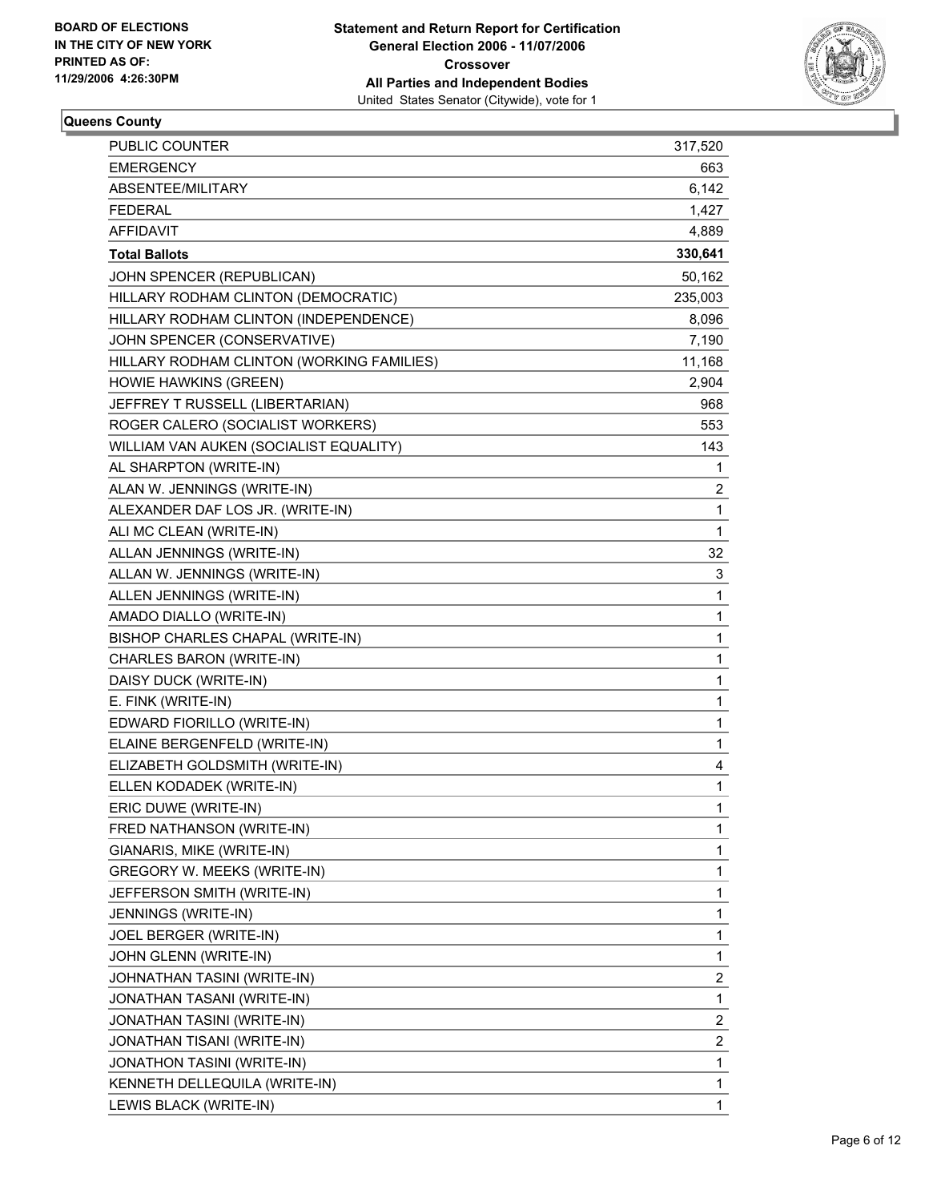BOARD OF ELECTIONS
IN THE CITY OF NEW YORK
PRINTED AS OF:
11/29/2006 4:26:30PM

# Statement and Return Report for Certification
## General Election 2006 - 11/07/2006
## Crossover
## All Parties and Independent Bodies
United States Senator (Citywide), vote for 1

### Queens County

| | |
|---|---|
| PUBLIC COUNTER | 317,520 |
| EMERGENCY | 663 |
| ABSENTEE/MILITARY | 6,142 |
| FEDERAL | 1,427 |
| AFFIDAVIT | 4,889 |
| **Total Ballots** | **330,641** |
| JOHN SPENCER (REPUBLICAN) | 50,162 |
| HILLARY RODHAM CLINTON (DEMOCRATIC) | 235,003 |
| HILLARY RODHAM CLINTON (INDEPENDENCE) | 8,096 |
| JOHN SPENCER (CONSERVATIVE) | 7,190 |
| HILLARY RODHAM CLINTON (WORKING FAMILIES) | 11,168 |
| HOWIE HAWKINS (GREEN) | 2,904 |
| JEFFREY T RUSSELL (LIBERTARIAN) | 968 |
| ROGER CALERO (SOCIALIST WORKERS) | 553 |
| WILLIAM VAN AUKEN (SOCIALIST EQUALITY) | 143 |
| AL SHARPTON (WRITE-IN) | 1 |
| ALAN W. JENNINGS (WRITE-IN) | 2 |
| ALEXANDER DAF LOS JR. (WRITE-IN) | 1 |
| ALI MC CLEAN (WRITE-IN) | 1 |
| ALLAN JENNINGS (WRITE-IN) | 32 |
| ALLAN W. JENNINGS (WRITE-IN) | 3 |
| ALLEN JENNINGS (WRITE-IN) | 1 |
| AMADO DIALLO (WRITE-IN) | 1 |
| BISHOP CHARLES CHAPAL (WRITE-IN) | 1 |
| CHARLES BARON (WRITE-IN) | 1 |
| DAISY DUCK (WRITE-IN) | 1 |
| E. FINK (WRITE-IN) | 1 |
| EDWARD FIORILLO (WRITE-IN) | 1 |
| ELAINE BERGENFELD (WRITE-IN) | 1 |
| ELIZABETH GOLDSMITH (WRITE-IN) | 4 |
| ELLEN KODADEK (WRITE-IN) | 1 |
| ERIC DUWE (WRITE-IN) | 1 |
| FRED NATHANSON (WRITE-IN) | 1 |
| GIANARIS, MIKE (WRITE-IN) | 1 |
| GREGORY W. MEEKS (WRITE-IN) | 1 |
| JEFFERSON SMITH (WRITE-IN) | 1 |
| JENNINGS (WRITE-IN) | 1 |
| JOEL BERGER (WRITE-IN) | 1 |
| JOHN GLENN (WRITE-IN) | 1 |
| JOHNATHAN TASINI (WRITE-IN) | 2 |
| JONATHAN TASANI (WRITE-IN) | 1 |
| JONATHAN TASINI (WRITE-IN) | 2 |
| JONATHAN TISANI (WRITE-IN) | 2 |
| JONATHON TASINI (WRITE-IN) | 1 |
| KENNETH DELLEQUILA (WRITE-IN) | 1 |
| LEWIS BLACK (WRITE-IN) | 1 |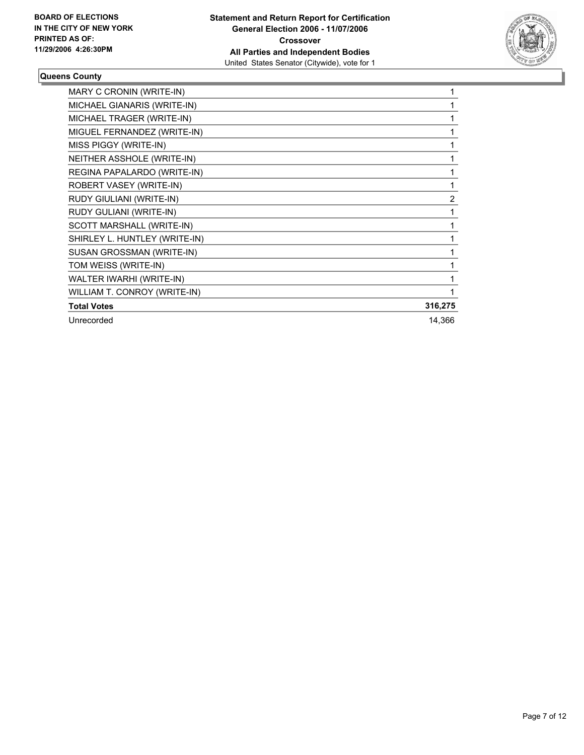**BOARD OF ELECTIONS IN THE CITY OF NEW YORK PRINTED AS OF: 11/29/2006 4:26:30PM**

**Statement and Return Report for Certification**
**General Election 2006 - 11/07/2006**
**Crossover**
**All Parties and Independent Bodies**
United States Senator (Citywide), vote for 1

**Queens County**

| | |
|---|---|
| MARY C CRONIN (WRITE-IN) | 1 |
| MICHAEL GIANARIS (WRITE-IN) | 1 |
| MICHAEL TRAGER (WRITE-IN) | 1 |
| MIGUEL FERNANDEZ (WRITE-IN) | 1 |
| MISS PIGGY (WRITE-IN) | 1 |
| NEITHER ASSHOLE (WRITE-IN) | 1 |
| REGINA PAPALARDO (WRITE-IN) | 1 |
| ROBERT VASEY (WRITE-IN) | 1 |
| RUDY GIULIANI (WRITE-IN) | 2 |
| RUDY GULIANI (WRITE-IN) | 1 |
| SCOTT MARSHALL (WRITE-IN) | 1 |
| SHIRLEY L. HUNTLEY (WRITE-IN) | 1 |
| SUSAN GROSSMAN (WRITE-IN) | 1 |
| TOM WEISS (WRITE-IN) | 1 |
| WALTER IWARHI (WRITE-IN) | 1 |
| WILLIAM T. CONROY (WRITE-IN) | 1 |
| **Total Votes** | **316,275** |
| Unrecorded | 14,366 |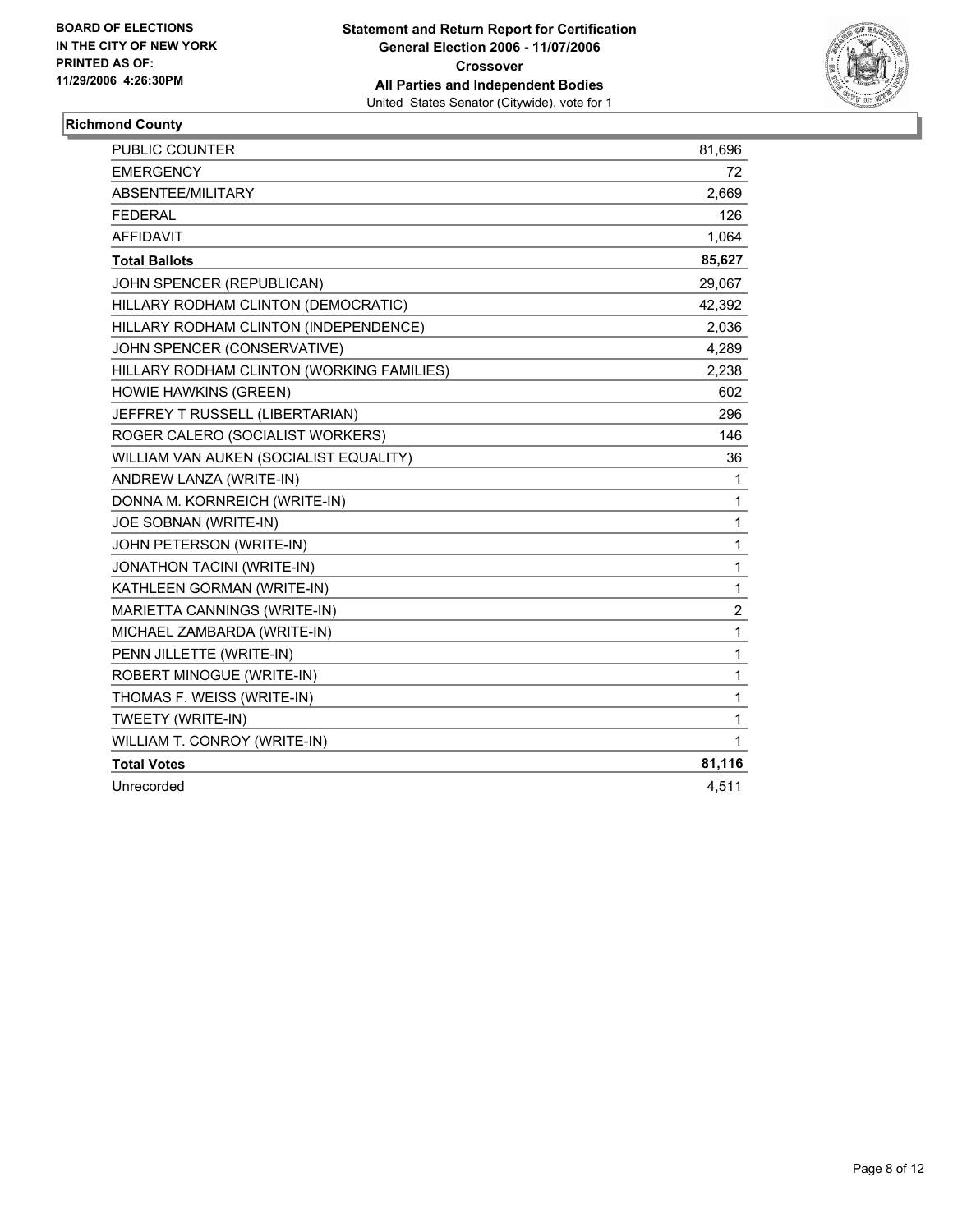**BOARD OF ELECTIONS IN THE CITY OF NEW YORK PRINTED AS OF: 11/29/2006 4:26:30PM**

# Statement and Return Report for Certification
## General Election 2006 - 11/07/2006
## Crossover
## All Parties and Independent Bodies
United States Senator (Citywide), vote for 1

### Richmond County

| | |
|---|---|
| PUBLIC COUNTER | 81,696 |
| EMERGENCY | 72 |
| ABSENTEE/MILITARY | 2,669 |
| FEDERAL | 126 |
| AFFIDAVIT | 1,064 |
| **Total Ballots** | **85,627** |
| JOHN SPENCER (REPUBLICAN) | 29,067 |
| HILLARY RODHAM CLINTON (DEMOCRATIC) | 42,392 |
| HILLARY RODHAM CLINTON (INDEPENDENCE) | 2,036 |
| JOHN SPENCER (CONSERVATIVE) | 4,289 |
| HILLARY RODHAM CLINTON (WORKING FAMILIES) | 2,238 |
| HOWIE HAWKINS (GREEN) | 602 |
| JEFFREY T RUSSELL (LIBERTARIAN) | 296 |
| ROGER CALERO (SOCIALIST WORKERS) | 146 |
| WILLIAM VAN AUKEN (SOCIALIST EQUALITY) | 36 |
| ANDREW LANZA (WRITE-IN) | 1 |
| DONNA M. KORNREICH (WRITE-IN) | 1 |
| JOE SOBNAN (WRITE-IN) | 1 |
| JOHN PETERSON (WRITE-IN) | 1 |
| JONATHON TACINI (WRITE-IN) | 1 |
| KATHLEEN GORMAN (WRITE-IN) | 1 |
| MARIETTA CANNINGS (WRITE-IN) | 2 |
| MICHAEL ZAMBARDA (WRITE-IN) | 1 |
| PENN JILLETTE (WRITE-IN) | 1 |
| ROBERT MINOGUE (WRITE-IN) | 1 |
| THOMAS F. WEISS (WRITE-IN) | 1 |
| TWEETY (WRITE-IN) | 1 |
| WILLIAM T. CONROY (WRITE-IN) | 1 |
| **Total Votes** | **81,116** |
| Unrecorded | 4,511 |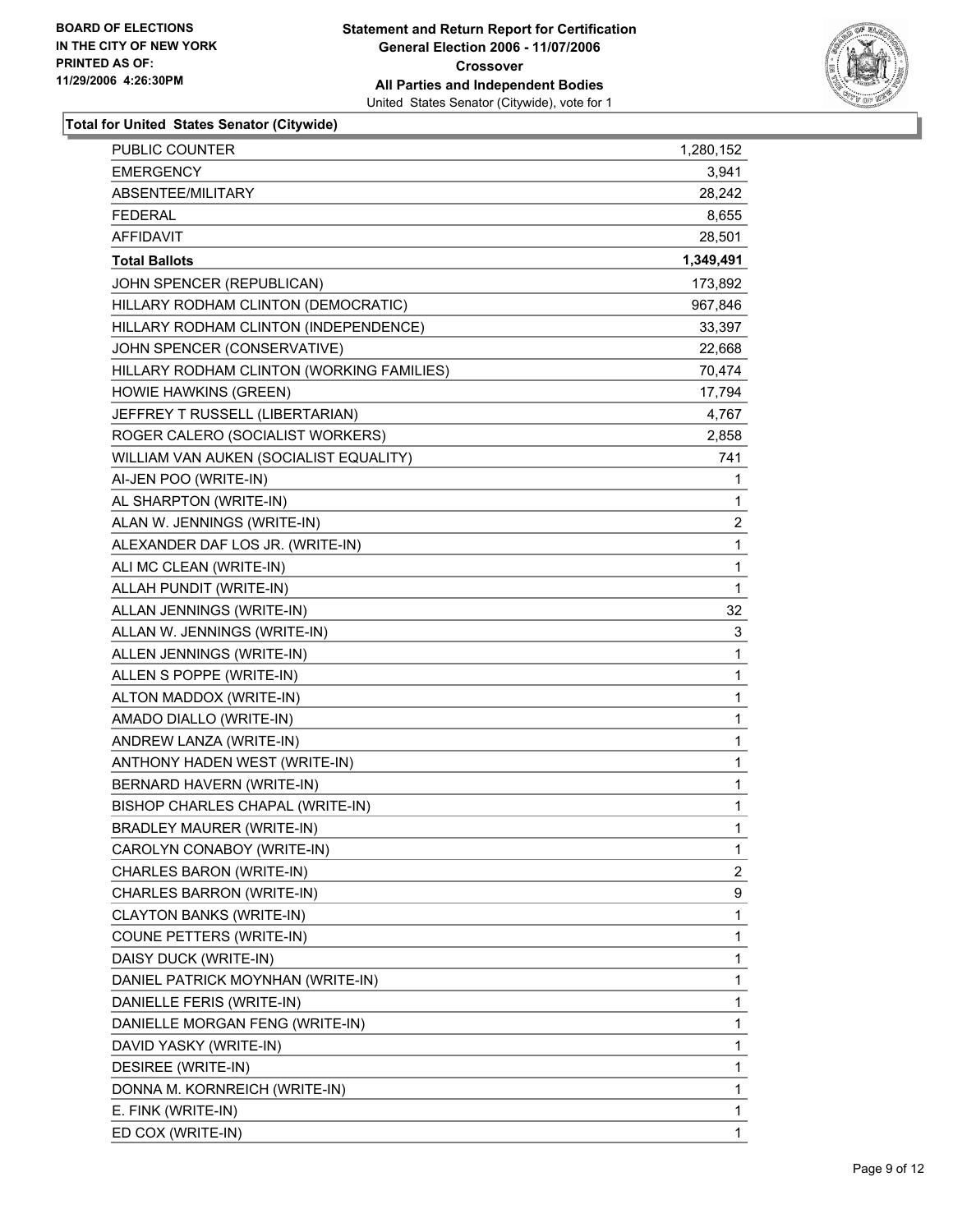BOARD OF ELECTIONS
IN THE CITY OF NEW YORK
PRINTED AS OF:
11/29/2006 4:26:30PM

# Statement and Return Report for Certification
## General Election 2006 - 11/07/2006
## Crossover
## All Parties and Independent Bodies
United States Senator (Citywide), vote for 1

### Total for United States Senator (Citywide)

| | |
|---|---|
| PUBLIC COUNTER | 1,280,152 |
| EMERGENCY | 3,941 |
| ABSENTEE/MILITARY | 28,242 |
| FEDERAL | 8,655 |
| AFFIDAVIT | 28,501 |
| **Total Ballots** | **1,349,491** |
| JOHN SPENCER (REPUBLICAN) | 173,892 |
| HILLARY RODHAM CLINTON (DEMOCRATIC) | 967,846 |
| HILLARY RODHAM CLINTON (INDEPENDENCE) | 33,397 |
| JOHN SPENCER (CONSERVATIVE) | 22,668 |
| HILLARY RODHAM CLINTON (WORKING FAMILIES) | 70,474 |
| HOWIE HAWKINS (GREEN) | 17,794 |
| JEFFREY T RUSSELL (LIBERTARIAN) | 4,767 |
| ROGER CALERO (SOCIALIST WORKERS) | 2,858 |
| WILLIAM VAN AUKEN (SOCIALIST EQUALITY) | 741 |
| AI-JEN POO (WRITE-IN) | 1 |
| AL SHARPTON (WRITE-IN) | 1 |
| ALAN W. JENNINGS (WRITE-IN) | 2 |
| ALEXANDER DAF LOS JR. (WRITE-IN) | 1 |
| ALI MC CLEAN (WRITE-IN) | 1 |
| ALLAH PUNDIT (WRITE-IN) | 1 |
| ALLAN JENNINGS (WRITE-IN) | 32 |
| ALLAN W. JENNINGS (WRITE-IN) | 3 |
| ALLEN JENNINGS (WRITE-IN) | 1 |
| ALLEN S POPPE (WRITE-IN) | 1 |
| ALTON MADDOX (WRITE-IN) | 1 |
| AMADO DIALLO (WRITE-IN) | 1 |
| ANDREW LANZA (WRITE-IN) | 1 |
| ANTHONY HADEN WEST (WRITE-IN) | 1 |
| BERNARD HAVERN (WRITE-IN) | 1 |
| BISHOP CHARLES CHAPAL (WRITE-IN) | 1 |
| BRADLEY MAURER (WRITE-IN) | 1 |
| CAROLYN CONABOY (WRITE-IN) | 1 |
| CHARLES BARON (WRITE-IN) | 2 |
| CHARLES BARRON (WRITE-IN) | 9 |
| CLAYTON BANKS (WRITE-IN) | 1 |
| COUNE PETTERS (WRITE-IN) | 1 |
| DAISY DUCK (WRITE-IN) | 1 |
| DANIEL PATRICK MOYNHAN (WRITE-IN) | 1 |
| DANIELLE FERIS (WRITE-IN) | 1 |
| DANIELLE MORGAN FENG (WRITE-IN) | 1 |
| DAVID YASKY (WRITE-IN) | 1 |
| DESIREE (WRITE-IN) | 1 |
| DONNA M. KORNREICH (WRITE-IN) | 1 |
| E. FINK (WRITE-IN) | 1 |
| ED COX (WRITE-IN) | 1 |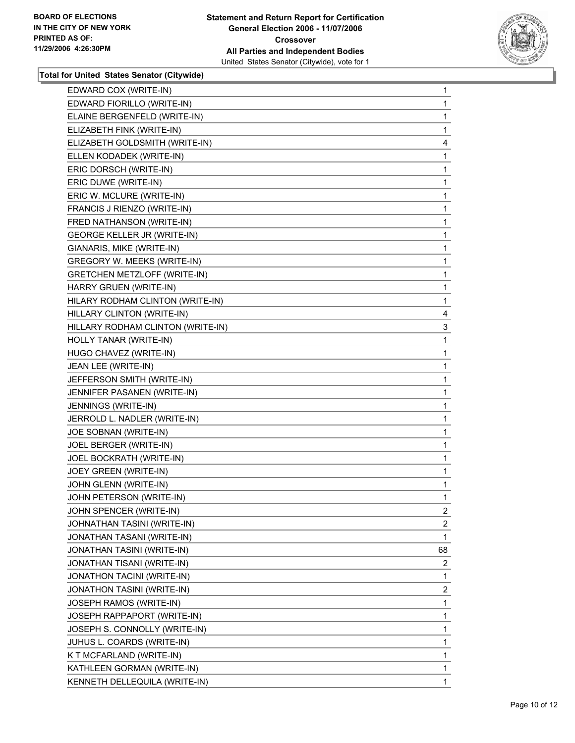**Statement and Return Report for Certification**
**General Election 2006 - 11/07/2006**
**Crossover**
**All Parties and Independent Bodies**
United States Senator (Citywide), vote for 1

**BOARD OF ELECTIONS IN THE CITY OF NEW YORK PRINTED AS OF: 11/29/2006 4:26:30PM**

**Total for United States Senator (Citywide)**

| | |
|---|---|
| EDWARD COX (WRITE-IN) | 1 |
| EDWARD FIORILLO (WRITE-IN) | 1 |
| ELAINE BERGENFELD (WRITE-IN) | 1 |
| ELIZABETH FINK (WRITE-IN) | 1 |
| ELIZABETH GOLDSMITH (WRITE-IN) | 4 |
| ELLEN KODADEK (WRITE-IN) | 1 |
| ERIC DORSCH (WRITE-IN) | 1 |
| ERIC DUWE (WRITE-IN) | 1 |
| ERIC W. MCLURE (WRITE-IN) | 1 |
| FRANCIS J RIENZO (WRITE-IN) | 1 |
| FRED NATHANSON (WRITE-IN) | 1 |
| GEORGE KELLER JR (WRITE-IN) | 1 |
| GIANARIS, MIKE (WRITE-IN) | 1 |
| GREGORY W. MEEKS (WRITE-IN) | 1 |
| GRETCHEN METZLOFF (WRITE-IN) | 1 |
| HARRY GRUEN (WRITE-IN) | 1 |
| HILARY RODHAM CLINTON (WRITE-IN) | 1 |
| HILLARY CLINTON (WRITE-IN) | 4 |
| HILLARY RODHAM CLINTON (WRITE-IN) | 3 |
| HOLLY TANAR (WRITE-IN) | 1 |
| HUGO CHAVEZ (WRITE-IN) | 1 |
| JEAN LEE (WRITE-IN) | 1 |
| JEFFERSON SMITH (WRITE-IN) | 1 |
| JENNIFER PASANEN (WRITE-IN) | 1 |
| JENNINGS (WRITE-IN) | 1 |
| JERROLD L. NADLER (WRITE-IN) | 1 |
| JOE SOBNAN (WRITE-IN) | 1 |
| JOEL BERGER (WRITE-IN) | 1 |
| JOEL BOCKRATH (WRITE-IN) | 1 |
| JOEY GREEN (WRITE-IN) | 1 |
| JOHN GLENN (WRITE-IN) | 1 |
| JOHN PETERSON (WRITE-IN) | 1 |
| JOHN SPENCER (WRITE-IN) | 2 |
| JOHNATHAN TASINI (WRITE-IN) | 2 |
| JONATHAN TASANI (WRITE-IN) | 1 |
| JONATHAN TASINI (WRITE-IN) | 68 |
| JONATHAN TISANI (WRITE-IN) | 2 |
| JONATHON TACINI (WRITE-IN) | 1 |
| JONATHON TASINI (WRITE-IN) | 2 |
| JOSEPH RAMOS (WRITE-IN) | 1 |
| JOSEPH RAPPAPORT (WRITE-IN) | 1 |
| JOSEPH S. CONNOLLY (WRITE-IN) | 1 |
| JUHUS L. COARDS (WRITE-IN) | 1 |
| K T MCFARLAND (WRITE-IN) | 1 |
| KATHLEEN GORMAN (WRITE-IN) | 1 |
| KENNETH DELLEQUILA (WRITE-IN) | 1 |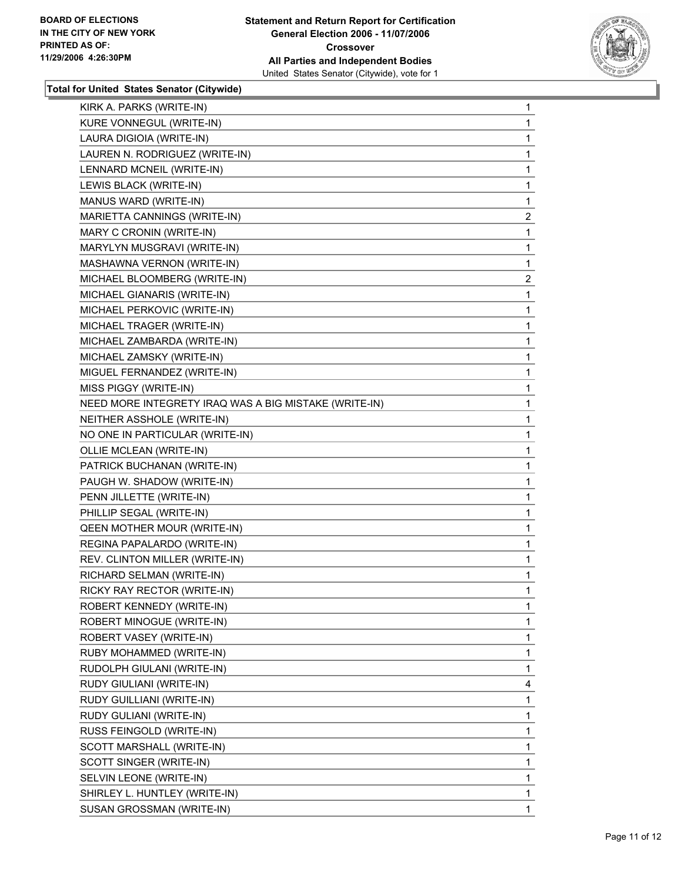**BOARD OF ELECTIONS IN THE CITY OF NEW YORK PRINTED AS OF: 11/29/2006 4:26:30PM**

**Statement and Return Report for Certification**
**General Election 2006 - 11/07/2006**
**Crossover**
**All Parties and Independent Bodies**
United States Senator (Citywide), vote for 1

### Total for United States Senator (Citywide)

| Candidate | Votes |
|---|---|
| KIRK A. PARKS (WRITE-IN) | 1 |
| KURE VONNEGUL (WRITE-IN) | 1 |
| LAURA DIGIOIA (WRITE-IN) | 1 |
| LAUREN N. RODRIGUEZ (WRITE-IN) | 1 |
| LENNARD MCNEIL (WRITE-IN) | 1 |
| LEWIS BLACK (WRITE-IN) | 1 |
| MANUS WARD (WRITE-IN) | 1 |
| MARIETTA CANNINGS (WRITE-IN) | 2 |
| MARY C CRONIN (WRITE-IN) | 1 |
| MARYLYN MUSGRAVI (WRITE-IN) | 1 |
| MASHAWNA VERNON (WRITE-IN) | 1 |
| MICHAEL BLOOMBERG (WRITE-IN) | 2 |
| MICHAEL GIANARIS (WRITE-IN) | 1 |
| MICHAEL PERKOVIC (WRITE-IN) | 1 |
| MICHAEL TRAGER (WRITE-IN) | 1 |
| MICHAEL ZAMBARDA (WRITE-IN) | 1 |
| MICHAEL ZAMSKY (WRITE-IN) | 1 |
| MIGUEL FERNANDEZ (WRITE-IN) | 1 |
| MISS PIGGY (WRITE-IN) | 1 |
| NEED MORE INTEGRETY IRAQ WAS A BIG MISTAKE (WRITE-IN) | 1 |
| NEITHER ASSHOLE (WRITE-IN) | 1 |
| NO ONE IN PARTICULAR (WRITE-IN) | 1 |
| OLLIE MCLEAN (WRITE-IN) | 1 |
| PATRICK BUCHANAN (WRITE-IN) | 1 |
| PAUGH W. SHADOW (WRITE-IN) | 1 |
| PENN JILLETTE (WRITE-IN) | 1 |
| PHILLIP SEGAL (WRITE-IN) | 1 |
| QEEN MOTHER MOUR (WRITE-IN) | 1 |
| REGINA PAPALARDO (WRITE-IN) | 1 |
| REV. CLINTON MILLER (WRITE-IN) | 1 |
| RICHARD SELMAN (WRITE-IN) | 1 |
| RICKY RAY RECTOR (WRITE-IN) | 1 |
| ROBERT KENNEDY (WRITE-IN) | 1 |
| ROBERT MINOGUE (WRITE-IN) | 1 |
| ROBERT VASEY (WRITE-IN) | 1 |
| RUBY MOHAMMED (WRITE-IN) | 1 |
| RUDOLPH GIULANI (WRITE-IN) | 1 |
| RUDY GIULIANI (WRITE-IN) | 4 |
| RUDY GUILLIANI (WRITE-IN) | 1 |
| RUDY GULIANI (WRITE-IN) | 1 |
| RUSS FEINGOLD (WRITE-IN) | 1 |
| SCOTT MARSHALL (WRITE-IN) | 1 |
| SCOTT SINGER (WRITE-IN) | 1 |
| SELVIN LEONE (WRITE-IN) | 1 |
| SHIRLEY L. HUNTLEY (WRITE-IN) | 1 |
| SUSAN GROSSMAN (WRITE-IN) | 1 |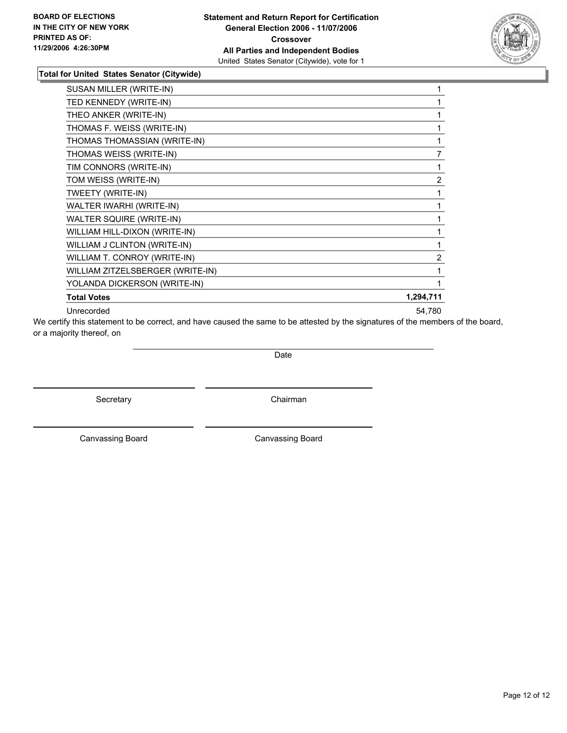**BOARD OF ELECTIONS IN THE CITY OF NEW YORK PRINTED AS OF: 11/29/2006 4:26:30PM**

**Statement and Return Report for Certification**
**General Election 2006 - 11/07/2006**
**Crossover**
**All Parties and Independent Bodies**
United States Senator (Citywide), vote for 1

**Total for United States Senator (Citywide)**

| | |
|---|---|
| SUSAN MILLER (WRITE-IN) | 1 |
| TED KENNEDY (WRITE-IN) | 1 |
| THEO ANKER (WRITE-IN) | 1 |
| THOMAS F. WEISS (WRITE-IN) | 1 |
| THOMAS THOMASSIAN (WRITE-IN) | 1 |
| THOMAS WEISS (WRITE-IN) | 7 |
| TIM CONNORS (WRITE-IN) | 1 |
| TOM WEISS (WRITE-IN) | 2 |
| TWEETY (WRITE-IN) | 1 |
| WALTER IWARHI (WRITE-IN) | 1 |
| WALTER SQUIRE (WRITE-IN) | 1 |
| WILLIAM HILL-DIXON (WRITE-IN) | 1 |
| WILLIAM J CLINTON (WRITE-IN) | 1 |
| WILLIAM T. CONROY (WRITE-IN) | 2 |
| WILLIAM ZITZELSBERGER (WRITE-IN) | 1 |
| YOLANDA DICKERSON (WRITE-IN) | 1 |
| **Total Votes** | **1,294,711** |
| Unrecorded | 54,780 |

We certify this statement to be correct, and have caused the same to be attested by the signatures of the members of the board, or a majority thereof, on

Date

Secretary

Chairman

Canvassing Board

Canvassing Board